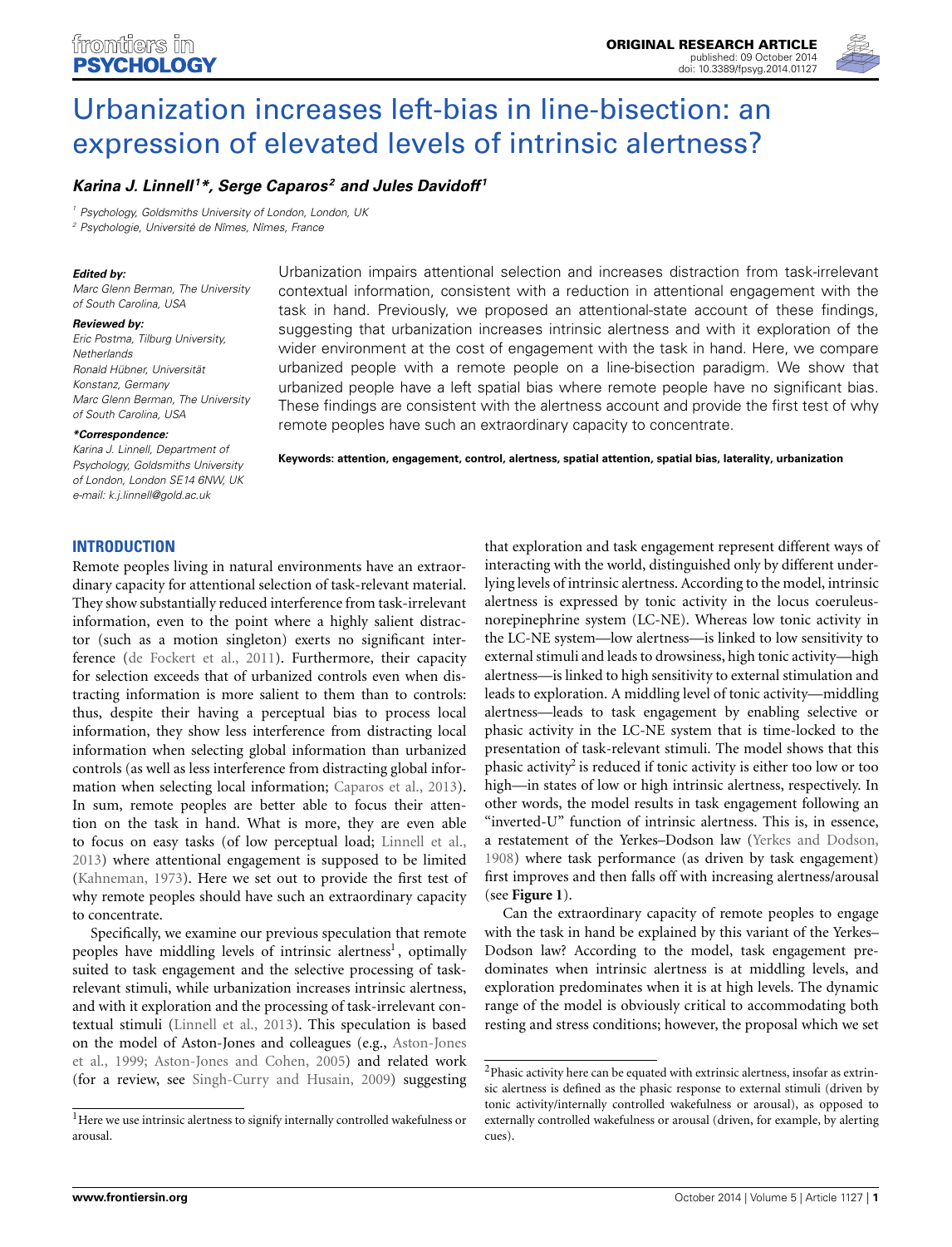# Urbanization increases left-bias in line-bisection: an expression of elevated levels of intrinsic alertness?

***Karina J. Linnell[1]*, Serge Caparos[2] and Jules Davidoff[1]***

[1] Psychology, Goldsmiths University of London, London, UK

[2] Psychologie, Université de Nîmes, Nîmes, France

***Edited by:***

Marc Glenn Berman, The University of South Carolina, USA

***Reviewed by:***

Eric Postma, Tilburg University, Netherlands

Ronald Hübner, Universität Konstanz, Germany

Marc Glenn Berman, The University of South Carolina, USA

***\*Correspondence:***

Karina J. Linnell, Department of Psychology, Goldsmiths University of London, London SE14 6NW, UK

e-mail: k.j.linnell@gold.ac.uk

Urbanization impairs attentional selection and increases distraction from task-irrelevant contextual information, consistent with a reduction in attentional engagement with the task in hand. Previously, we proposed an attentional-state account of these findings, suggesting that urbanization increases intrinsic alertness and with it exploration of the wider environment at the cost of engagement with the task in hand. Here, we compare urbanized people with a remote people on a line-bisection paradigm. We show that urbanized people have a left spatial bias where remote people have no significant bias. These findings are consistent with the alertness account and provide the first test of why remote peoples have such an extraordinary capacity to concentrate.

**Keywords: attention, engagement, control, alertness, spatial attention, spatial bias, laterality, urbanization**

## INTRODUCTION

Remote peoples living in natural environments have an extraordinary capacity for attentional selection of task-relevant material. They show substantially reduced interference from task-irrelevant information, even to the point where a highly salient distractor (such as a motion singleton) exerts no significant interference (de Fockert et al., 2011). Furthermore, their capacity for selection exceeds that of urbanized controls even when distracting information is more salient to them than to controls: thus, despite their having a perceptual bias to process local information, they show less interference from distracting local information when selecting global information than urbanized controls (as well as less interference from distracting global information when selecting local information; Caparos et al., 2013). In sum, remote peoples are better able to focus their attention on the task in hand. What is more, they are even able to focus on easy tasks (of low perceptual load; Linnell et al., 2013) where attentional engagement is supposed to be limited (Kahneman, 1973). Here we set out to provide the first test of why remote peoples should have such an extraordinary capacity to concentrate.

Specifically, we examine our previous speculation that remote peoples have middling levels of intrinsic alertness[1], optimally suited to task engagement and the selective processing of task-relevant stimuli, while urbanization increases intrinsic alertness, and with it exploration and the processing of task-irrelevant contextual stimuli (Linnell et al., 2013). This speculation is based on the model of Aston-Jones and colleagues (e.g., Aston-Jones et al., 1999; Aston-Jones and Cohen, 2005) and related work (for a review, see Singh-Curry and Husain, 2009) suggesting that exploration and task engagement represent different ways of interacting with the world, distinguished only by different underlying levels of intrinsic alertness. According to the model, intrinsic alertness is expressed by tonic activity in the locus coeruleus-norepinephrine system (LC-NE). Whereas low tonic activity in the LC-NE system—low alertness—is linked to low sensitivity to external stimuli and leads to drowsiness, high tonic activity—high alertness—is linked to high sensitivity to external stimulation and leads to exploration. A middling level of tonic activity—middling alertness—leads to task engagement by enabling selective or phasic activity in the LC-NE system that is time-locked to the presentation of task-relevant stimuli. The model shows that this phasic activity[2] is reduced if tonic activity is either too low or too high—in states of low or high intrinsic alertness, respectively. In other words, the model results in task engagement following an "inverted-U" function of intrinsic alertness. This is, in essence, a restatement of the Yerkes–Dodson law (Yerkes and Dodson, 1908) where task performance (as driven by task engagement) first improves and then falls off with increasing alertness/arousal (see **Figure 1**).

Can the extraordinary capacity of remote peoples to engage with the task in hand be explained by this variant of the Yerkes–Dodson law? According to the model, task engagement predominates when intrinsic alertness is at middling levels, and exploration predominates when it is at high levels. The dynamic range of the model is obviously critical to accommodating both resting and stress conditions; however, the proposal which we set

[1] Here we use intrinsic alertness to signify internally controlled wakefulness or arousal.

[2] Phasic activity here can be equated with extrinsic alertness, insofar as extrinsic alertness is defined as the phasic response to external stimuli (driven by tonic activity/internally controlled wakefulness or arousal), as opposed to externally controlled wakefulness or arousal (driven, for example, by alerting cues).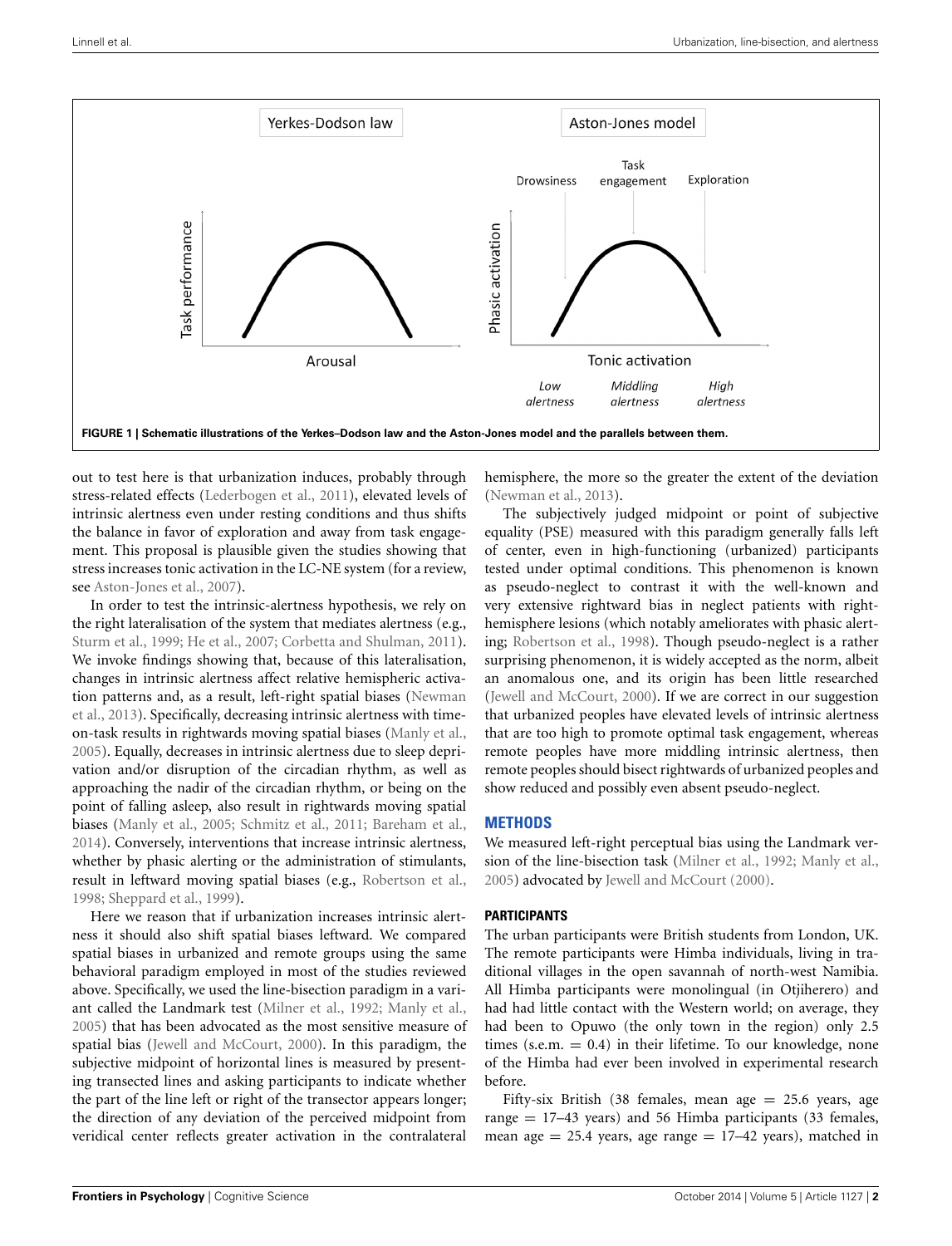**FIGURE 1 | Schematic illustrations of the Yerkes–Dodson law and the Aston-Jones model and the parallels between them.**

out to test here is that urbanization induces, probably through stress-related effects (Lederbogen et al., 2011), elevated levels of intrinsic alertness even under resting conditions and thus shifts the balance in favor of exploration and away from task engagement. This proposal is plausible given the studies showing that stress increases tonic activation in the LC-NE system (for a review, see Aston-Jones et al., 2007).

In order to test the intrinsic-alertness hypothesis, we rely on the right lateralisation of the system that mediates alertness (e.g., Sturm et al., 1999; He et al., 2007; Corbetta and Shulman, 2011). We invoke findings showing that, because of this lateralisation, changes in intrinsic alertness affect relative hemispheric activation patterns and, as a result, left-right spatial biases (Newman et al., 2013). Specifically, decreasing intrinsic alertness with time-on-task results in rightwards moving spatial biases (Manly et al., 2005). Equally, decreases in intrinsic alertness due to sleep deprivation and/or disruption of the circadian rhythm, as well as approaching the nadir of the circadian rhythm, or being on the point of falling asleep, also result in rightwards moving spatial biases (Manly et al., 2005; Schmitz et al., 2011; Bareham et al., 2014). Conversely, interventions that increase intrinsic alertness, whether by phasic alerting or the administration of stimulants, result in leftward moving spatial biases (e.g., Robertson et al., 1998; Sheppard et al., 1999).

Here we reason that if urbanization increases intrinsic alertness it should also shift spatial biases leftward. We compared spatial biases in urbanized and remote groups using the same behavioral paradigm employed in most of the studies reviewed above. Specifically, we used the line-bisection paradigm in a variant called the Landmark test (Milner et al., 1992; Manly et al., 2005) that has been advocated as the most sensitive measure of spatial bias (Jewell and McCourt, 2000). In this paradigm, the subjective midpoint of horizontal lines is measured by presenting transected lines and asking participants to indicate whether the part of the line left or right of the transector appears longer; the direction of any deviation of the perceived midpoint from veridical center reflects greater activation in the contralateral hemisphere, the more so the greater the extent of the deviation (Newman et al., 2013).

The subjectively judged midpoint or point of subjective equality (PSE) measured with this paradigm generally falls left of center, even in high-functioning (urbanized) participants tested under optimal conditions. This phenomenon is known as pseudo-neglect to contrast it with the well-known and very extensive rightward bias in neglect patients with right-hemisphere lesions (which notably ameliorates with phasic alerting; Robertson et al., 1998). Though pseudo-neglect is a rather surprising phenomenon, it is widely accepted as the norm, albeit an anomalous one, and its origin has been little researched (Jewell and McCourt, 2000). If we are correct in our suggestion that urbanized peoples have elevated levels of intrinsic alertness that are too high to promote optimal task engagement, whereas remote peoples have more middling intrinsic alertness, then remote peoples should bisect rightwards of urbanized peoples and show reduced and possibly even absent pseudo-neglect.

## METHODS

We measured left-right perceptual bias using the Landmark version of the line-bisection task (Milner et al., 1992; Manly et al., 2005) advocated by Jewell and McCourt (2000).

### PARTICIPANTS

The urban participants were British students from London, UK. The remote participants were Himba individuals, living in traditional villages in the open savannah of north-west Namibia. All Himba participants were monolingual (in Otjiherero) and had had little contact with the Western world; on average, they had been to Opuwo (the only town in the region) only 2.5 times (s.e.m. = 0.4) in their lifetime. To our knowledge, none of the Himba had ever been involved in experimental research before.

Fifty-six British (38 females, mean age = 25.6 years, age range = 17–43 years) and 56 Himba participants (33 females, mean age = 25.4 years, age range = 17–42 years), matched in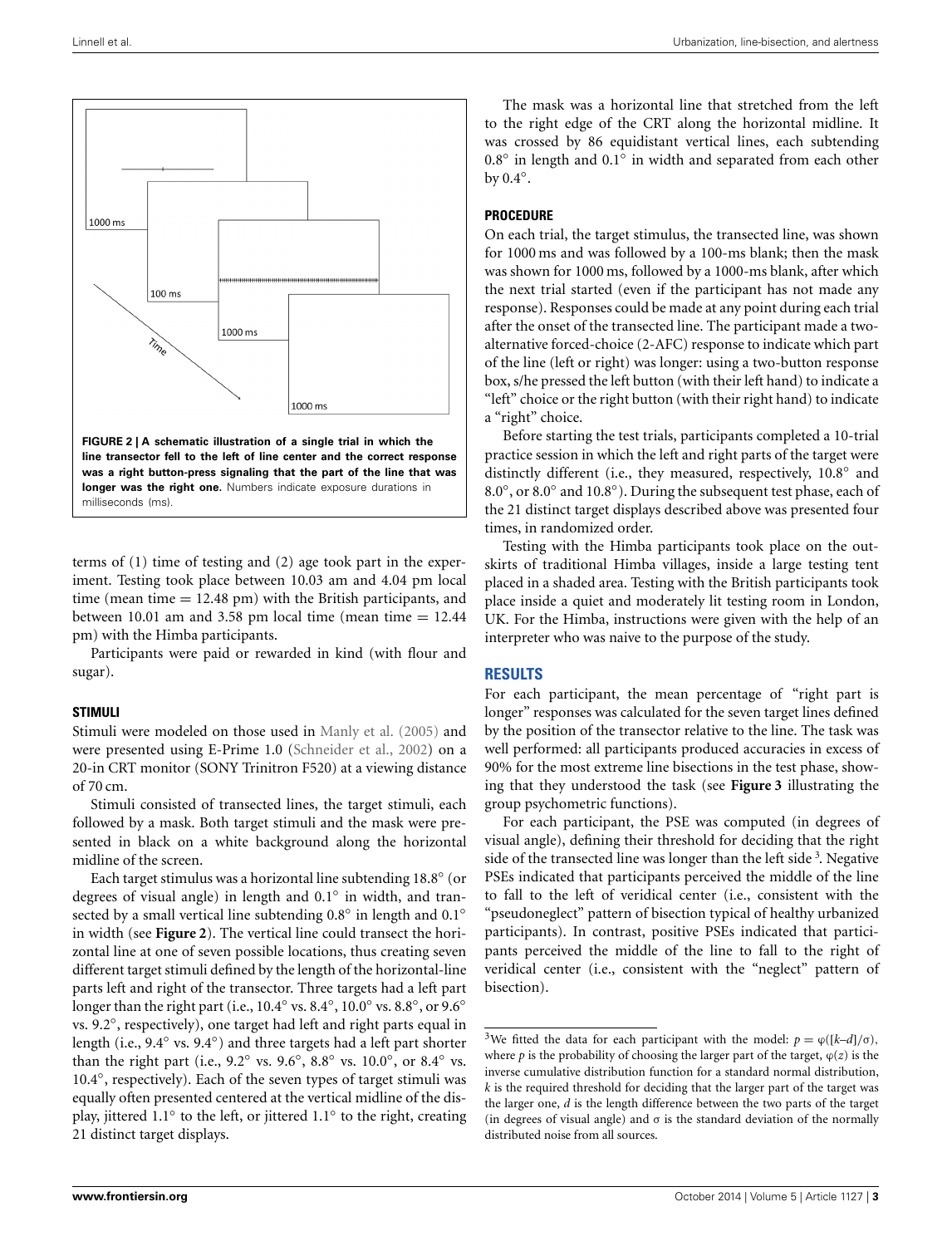**FIGURE 2 | A schematic illustration of a single trial in which the line transector fell to the left of line center and the correct response was a right button-press signaling that the part of the line that was longer was the right one.** Numbers indicate exposure durations in milliseconds (ms).

terms of (1) time of testing and (2) age took part in the experiment. Testing took place between 10.03 am and 4.04 pm local time (mean time = 12.48 pm) with the British participants, and between 10.01 am and 3.58 pm local time (mean time = 12.44 pm) with the Himba participants.

Participants were paid or rewarded in kind (with flour and sugar).

### STIMULI

Stimuli were modeled on those used in Manly et al. (2005) and were presented using E-Prime 1.0 (Schneider et al., 2002) on a 20-in CRT monitor (SONY Trinitron F520) at a viewing distance of 70 cm.

Stimuli consisted of transected lines, the target stimuli, each followed by a mask. Both target stimuli and the mask were presented in black on a white background along the horizontal midline of the screen.

Each target stimulus was a horizontal line subtending 18.8° (or degrees of visual angle) in length and 0.1° in width, and transected by a small vertical line subtending 0.8° in length and 0.1° in width (see **Figure 2**). The vertical line could transect the horizontal line at one of seven possible locations, thus creating seven different target stimuli defined by the length of the horizontal-line parts left and right of the transector. Three targets had a left part longer than the right part (i.e., 10.4° vs. 8.4°, 10.0° vs. 8.8°, or 9.6° vs. 9.2°, respectively), one target had left and right parts equal in length (i.e., 9.4° vs. 9.4°) and three targets had a left part shorter than the right part (i.e., 9.2° vs. 9.6°, 8.8° vs. 10.0°, or 8.4° vs. 10.4°, respectively). Each of the seven types of target stimuli was equally often presented centered at the vertical midline of the display, jittered 1.1° to the left, or jittered 1.1° to the right, creating 21 distinct target displays.

The mask was a horizontal line that stretched from the left to the right edge of the CRT along the horizontal midline. It was crossed by 86 equidistant vertical lines, each subtending 0.8° in length and 0.1° in width and separated from each other by 0.4°.

### PROCEDURE

On each trial, the target stimulus, the transected line, was shown for 1000 ms and was followed by a 100-ms blank; then the mask was shown for 1000 ms, followed by a 1000-ms blank, after which the next trial started (even if the participant has not made any response). Responses could be made at any point during each trial after the onset of the transected line. The participant made a two-alternative forced-choice (2-AFC) response to indicate which part of the line (left or right) was longer: using a two-button response box, s/he pressed the left button (with their left hand) to indicate a "left" choice or the right button (with their right hand) to indicate a "right" choice.

Before starting the test trials, participants completed a 10-trial practice session in which the left and right parts of the target were distinctly different (i.e., they measured, respectively, 10.8° and 8.0°, or 8.0° and 10.8°). During the subsequent test phase, each of the 21 distinct target displays described above was presented four times, in randomized order.

Testing with the Himba participants took place on the outskirts of traditional Himba villages, inside a large testing tent placed in a shaded area. Testing with the British participants took place inside a quiet and moderately lit testing room in London, UK. For the Himba, instructions were given with the help of an interpreter who was naive to the purpose of the study.

## RESULTS

For each participant, the mean percentage of "right part is longer" responses was calculated for the seven target lines defined by the position of the transector relative to the line. The task was well performed: all participants produced accuracies in excess of 90% for the most extreme line bisections in the test phase, showing that they understood the task (see **Figure 3** illustrating the group psychometric functions).

For each participant, the PSE was computed (in degrees of visual angle), defining their threshold for deciding that the right side of the transected line was longer than the left side [3]. Negative PSEs indicated that participants perceived the middle of the line to fall to the left of veridical center (i.e., consistent with the "pseudoneglect" pattern of bisection typical of healthy urbanized participants). In contrast, positive PSEs indicated that participants perceived the middle of the line to fall to the right of veridical center (i.e., consistent with the "neglect" pattern of bisection).

[3] We fitted the data for each participant with the model: $p = \varphi([k–d]/\sigma)$, where $p$ is the probability of choosing the larger part of the target, $\varphi(z)$ is the inverse cumulative distribution function for a standard normal distribution, $k$ is the required threshold for deciding that the larger part of the target was the larger one, $d$ is the length difference between the two parts of the target (in degrees of visual angle) and $\sigma$ is the standard deviation of the normally distributed noise from all sources.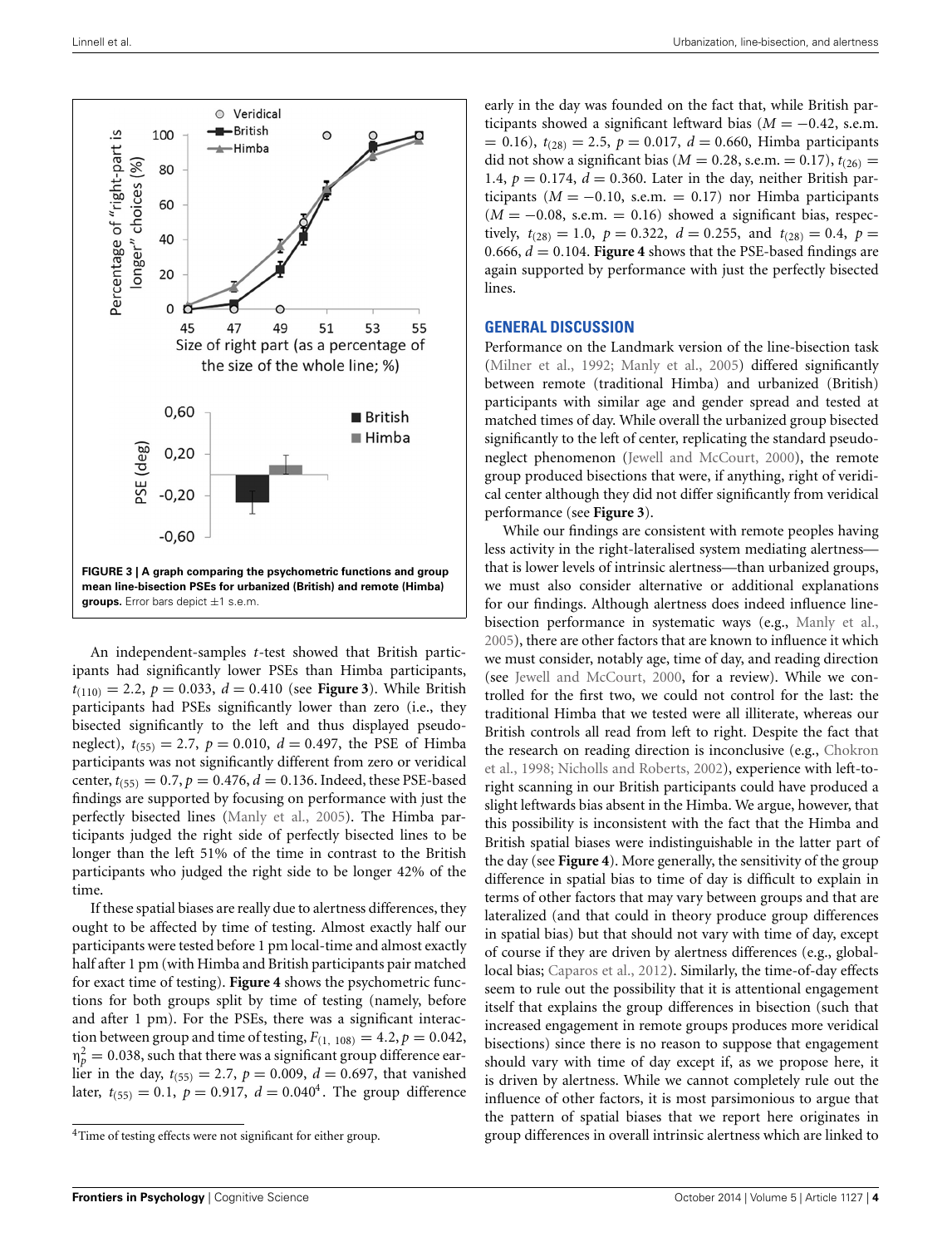FIGURE 3 | A graph comparing the psychometric functions and group mean line-bisection PSEs for urbanized (British) and remote (Himba) groups. Error bars depict ±1 s.e.m.

An independent-samples *t*-test showed that British participants had significantly lower PSEs than Himba participants, $t_{(110)} = 2.2$, $p = 0.033$, $d = 0.410$ (see **Figure 3**). While British participants had PSEs significantly lower than zero (i.e., they bisected significantly to the left and thus displayed pseudo-neglect), $t_{(55)} = 2.7$, $p = 0.010$, $d = 0.497$, the PSE of Himba participants was not significantly different from zero or veridical center, $t_{(55)} = 0.7$, $p = 0.476$, $d = 0.136$. Indeed, these PSE-based findings are supported by focusing on performance with just the perfectly bisected lines (Manly et al., 2005). The Himba participants judged the right side of perfectly bisected lines to be longer than the left 51% of the time in contrast to the British participants who judged the right side to be longer 42% of the time.

If these spatial biases are really due to alertness differences, they ought to be affected by time of testing. Almost exactly half our participants were tested before 1 pm local-time and almost exactly half after 1 pm (with Himba and British participants pair matched for exact time of testing). **Figure 4** shows the psychometric functions for both groups split by time of testing (namely, before and after 1 pm). For the PSEs, there was a significant interaction between group and time of testing, $F_{(1, 108)} = 4.2$, $p = 0.042$, $\eta_p^2 = 0.038$, such that there was a significant group difference earlier in the day, $t_{(55)} = 2.7$, $p = 0.009$, $d = 0.697$, that vanished later, $t_{(55)} = 0.1$, $p = 0.917$, $d = 0.040$[4]. The group difference early in the day was founded on the fact that, while British participants showed a significant leftward bias ($M = -0.42$, s.e.m. $= 0.16$), $t_{(28)} = 2.5$, $p = 0.017$, $d = 0.660$, Himba participants did not show a significant bias ($M = 0.28$, s.e.m. $= 0.17$), $t_{(26)} = 1.4$, $p = 0.174$, $d = 0.360$. Later in the day, neither British participants ($M = -0.10$, s.e.m. $= 0.17$) nor Himba participants ($M = -0.08$, s.e.m. $= 0.16$) showed a significant bias, respectively, $t_{(28)} = 1.0$, $p = 0.322$, $d = 0.255$, and $t_{(28)} = 0.4$, $p = 0.666$, $d = 0.104$. **Figure 4** shows that the PSE-based findings are again supported by performance with just the perfectly bisected lines.

[4]Time of testing effects were not significant for either group.

## GENERAL DISCUSSION

Performance on the Landmark version of the line-bisection task (Milner et al., 1992; Manly et al., 2005) differed significantly between remote (traditional Himba) and urbanized (British) participants with similar age and gender spread and tested at matched times of day. While overall the urbanized group bisected significantly to the left of center, replicating the standard pseudo-neglect phenomenon (Jewell and McCourt, 2000), the remote group produced bisections that were, if anything, right of veridical center although they did not differ significantly from veridical performance (see **Figure 3**).

While our findings are consistent with remote peoples having less activity in the right-lateralised system mediating alertness—that is lower levels of intrinsic alertness—than urbanized groups, we must also consider alternative or additional explanations for our findings. Although alertness does indeed influence line-bisection performance in systematic ways (e.g., Manly et al., 2005), there are other factors that are known to influence it which we must consider, notably age, time of day, and reading direction (see Jewell and McCourt, 2000, for a review). While we controlled for the first two, we could not control for the last: the traditional Himba that we tested were all illiterate, whereas our British controls all read from left to right. Despite the fact that the research on reading direction is inconclusive (e.g., Chokron et al., 1998; Nicholls and Roberts, 2002), experience with left-to-right scanning in our British participants could have produced a slight leftwards bias absent in the Himba. We argue, however, that this possibility is inconsistent with the fact that the Himba and British spatial biases were indistinguishable in the latter part of the day (see **Figure 4**). More generally, the sensitivity of the group difference in spatial bias to time of day is difficult to explain in terms of other factors that may vary between groups and that are lateralized (and that could in theory produce group differences in spatial bias) but that should not vary with time of day, except of course if they are driven by alertness differences (e.g., global-local bias; Caparos et al., 2012). Similarly, the time-of-day effects seem to rule out the possibility that it is attentional engagement itself that explains the group differences in bisection (such that increased engagement in remote groups produces more veridical bisections) since there is no reason to suppose that engagement should vary with time of day except if, as we propose here, it is driven by alertness. While we cannot completely rule out the influence of other factors, it is most parsimonious to argue that the pattern of spatial biases that we report here originates in group differences in overall intrinsic alertness which are linked to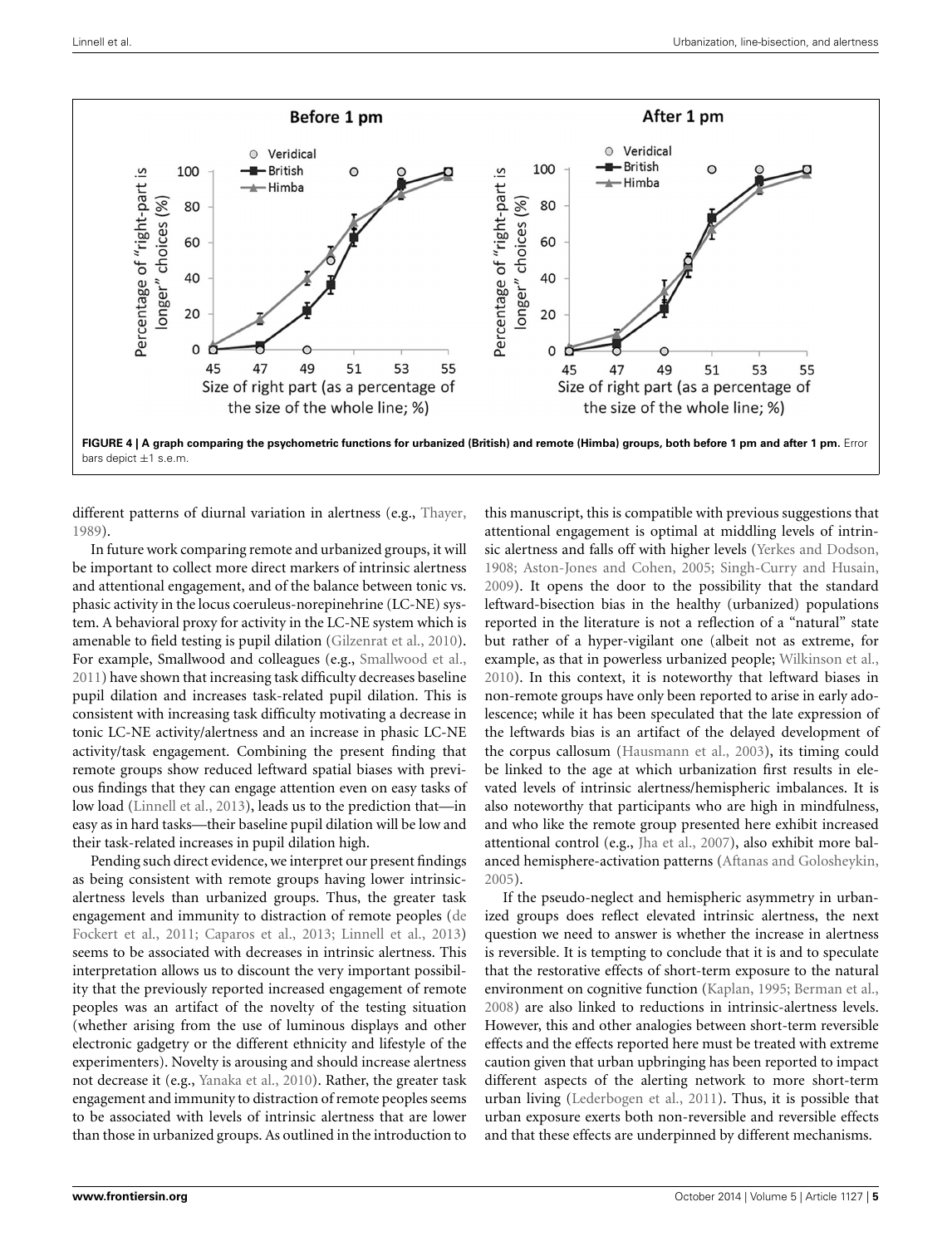**FIGURE 4 | A graph comparing the psychometric functions for urbanized (British) and remote (Himba) groups, both before 1 pm and after 1 pm.** Error bars depict ±1 s.e.m.

different patterns of diurnal variation in alertness (e.g., Thayer, 1989).

In future work comparing remote and urbanized groups, it will be important to collect more direct markers of intrinsic alertness and attentional engagement, and of the balance between tonic vs. phasic activity in the locus coeruleus-norepinehrine (LC-NE) system. A behavioral proxy for activity in the LC-NE system which is amenable to field testing is pupil dilation (Gilzenrat et al., 2010). For example, Smallwood and colleagues (e.g., Smallwood et al., 2011) have shown that increasing task difficulty decreases baseline pupil dilation and increases task-related pupil dilation. This is consistent with increasing task difficulty motivating a decrease in tonic LC-NE activity/alertness and an increase in phasic LC-NE activity/task engagement. Combining the present finding that remote groups show reduced leftward spatial biases with previous findings that they can engage attention even on easy tasks of low load (Linnell et al., 2013), leads us to the prediction that—in easy as in hard tasks—their baseline pupil dilation will be low and their task-related increases in pupil dilation high.

Pending such direct evidence, we interpret our present findings as being consistent with remote groups having lower intrinsic-alertness levels than urbanized groups. Thus, the greater task engagement and immunity to distraction of remote peoples (de Fockert et al., 2011; Caparos et al., 2013; Linnell et al., 2013) seems to be associated with decreases in intrinsic alertness. This interpretation allows us to discount the very important possibility that the previously reported increased engagement of remote peoples was an artifact of the novelty of the testing situation (whether arising from the use of luminous displays and other electronic gadgetry or the different ethnicity and lifestyle of the experimenters). Novelty is arousing and should increase alertness not decrease it (e.g., Yanaka et al., 2010). Rather, the greater task engagement and immunity to distraction of remote peoples seems to be associated with levels of intrinsic alertness that are lower than those in urbanized groups. As outlined in the introduction to this manuscript, this is compatible with previous suggestions that attentional engagement is optimal at middling levels of intrinsic alertness and falls off with higher levels (Yerkes and Dodson, 1908; Aston-Jones and Cohen, 2005; Singh-Curry and Husain, 2009). It opens the door to the possibility that the standard leftward-bisection bias in the healthy (urbanized) populations reported in the literature is not a reflection of a "natural" state but rather of a hyper-vigilant one (albeit not as extreme, for example, as that in powerless urbanized people; Wilkinson et al., 2010). In this context, it is noteworthy that leftward biases in non-remote groups have only been reported to arise in early adolescence; while it has been speculated that the late expression of the leftwards bias is an artifact of the delayed development of the corpus callosum (Hausmann et al., 2003), its timing could be linked to the age at which urbanization first results in elevated levels of intrinsic alertness/hemispheric imbalances. It is also noteworthy that participants who are high in mindfulness, and who like the remote group presented here exhibit increased attentional control (e.g., Jha et al., 2007), also exhibit more balanced hemisphere-activation patterns (Aftanas and Golosheykin, 2005).

If the pseudo-neglect and hemispheric asymmetry in urbanized groups does reflect elevated intrinsic alertness, the next question we need to answer is whether the increase in alertness is reversible. It is tempting to conclude that it is and to speculate that the restorative effects of short-term exposure to the natural environment on cognitive function (Kaplan, 1995; Berman et al., 2008) are also linked to reductions in intrinsic-alertness levels. However, this and other analogies between short-term reversible effects and the effects reported here must be treated with extreme caution given that urban upbringing has been reported to impact different aspects of the alerting network to more short-term urban living (Lederbogen et al., 2011). Thus, it is possible that urban exposure exerts both non-reversible and reversible effects and that these effects are underpinned by different mechanisms.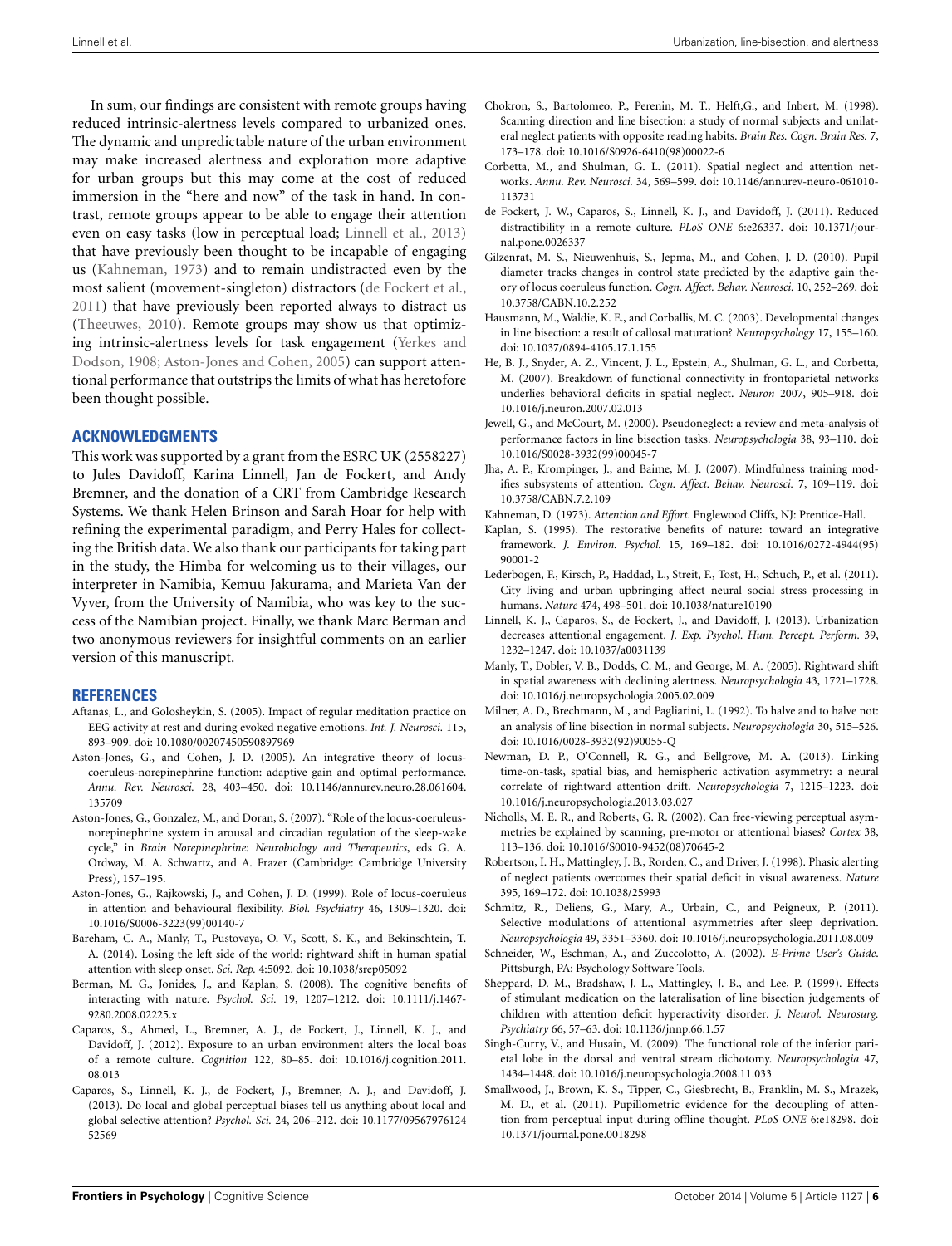In sum, our findings are consistent with remote groups having reduced intrinsic-alertness levels compared to urbanized ones. The dynamic and unpredictable nature of the urban environment may make increased alertness and exploration more adaptive for urban groups but this may come at the cost of reduced immersion in the "here and now" of the task in hand. In contrast, remote groups appear to be able to engage their attention even on easy tasks (low in perceptual load; Linnell et al., 2013) that have previously been thought to be incapable of engaging us (Kahneman, 1973) and to remain undistracted even by the most salient (movement-singleton) distractors (de Fockert et al., 2011) that have previously been reported always to distract us (Theeuwes, 2010). Remote groups may show us that optimizing intrinsic-alertness levels for task engagement (Yerkes and Dodson, 1908; Aston-Jones and Cohen, 2005) can support attentional performance that outstrips the limits of what has heretofore been thought possible.

## ACKNOWLEDGMENTS

This work was supported by a grant from the ESRC UK (2558227) to Jules Davidoff, Karina Linnell, Jan de Fockert, and Andy Bremner, and the donation of a CRT from Cambridge Research Systems. We thank Helen Brinson and Sarah Hoar for help with refining the experimental paradigm, and Perry Hales for collecting the British data. We also thank our participants for taking part in the study, the Himba for welcoming us to their villages, our interpreter in Namibia, Kemuu Jakurama, and Marieta Van der Vyver, from the University of Namibia, who was key to the success of the Namibian project. Finally, we thank Marc Berman and two anonymous reviewers for insightful comments on an earlier version of this manuscript.

## REFERENCES

Aftanas, L., and Golosheykin, S. (2005). Impact of regular meditation practice on EEG activity at rest and during evoked negative emotions. *Int. J. Neurosci.* 115, 893–909. doi: 10.1080/00207450590897969

Aston-Jones, G., and Cohen, J. D. (2005). An integrative theory of locus-coeruleus-norepinephrine function: adaptive gain and optimal performance. *Annu. Rev. Neurosci.* 28, 403–450. doi: 10.1146/annurev.neuro.28.061604.135709

Aston-Jones, G., Gonzalez, M., and Doran, S. (2007). "Role of the locus-coeruleus-norepinephrine system in arousal and circadian regulation of the sleep-wake cycle," in *Brain Norepinephrine: Neurobiology and Therapeutics*, eds G. A. Ordway, M. A. Schwartz, and A. Frazer (Cambridge: Cambridge University Press), 157–195.

Aston-Jones, G., Rajkowski, J., and Cohen, J. D. (1999). Role of locus-coeruleus in attention and behavioural flexibility. *Biol. Psychiatry* 46, 1309–1320. doi: 10.1016/S0006-3223(99)00140-7

Bareham, C. A., Manly, T., Pustovaya, O. V., Scott, S. K., and Bekinschtein, T. A. (2014). Losing the left side of the world: rightward shift in human spatial attention with sleep onset. *Sci. Rep.* 4:5092. doi: 10.1038/srep05092

Berman, M. G., Jonides, J., and Kaplan, S. (2008). The cognitive benefits of interacting with nature. *Psychol. Sci.* 19, 1207–1212. doi: 10.1111/j.1467-9280.2008.02225.x

Caparos, S., Ahmed, L., Bremner, A. J., de Fockert, J., Linnell, K. J., and Davidoff, J. (2012). Exposure to an urban environment alters the local boas of a remote culture. *Cognition* 122, 80–85. doi: 10.1016/j.cognition.2011.08.013

Caparos, S., Linnell, K. J., de Fockert, J., Bremner, A. J., and Davidoff, J. (2013). Do local and global perceptual biases tell us anything about local and global selective attention? *Psychol. Sci.* 24, 206–212. doi: 10.1177/0956797612452569

Chokron, S., Bartolomeo, P., Perenin, M. T., Helft,G., and Inbert, M. (1998). Scanning direction and line bisection: a study of normal subjects and unilateral neglect patients with opposite reading habits. *Brain Res. Cogn. Brain Res.* 7, 173–178. doi: 10.1016/S0926-6410(98)00022-6

Corbetta, M., and Shulman, G. L. (2011). Spatial neglect and attention networks. *Annu. Rev. Neurosci.* 34, 569–599. doi: 10.1146/annurev-neuro-061010-113731

de Fockert, J. W., Caparos, S., Linnell, K. J., and Davidoff, J. (2011). Reduced distractibility in a remote culture. *PLoS ONE* 6:e26337. doi: 10.1371/journal.pone.0026337

Gilzenrat, M. S., Nieuwenhuis, S., Jepma, M., and Cohen, J. D. (2010). Pupil diameter tracks changes in control state predicted by the adaptive gain theory of locus coeruleus function. *Cogn. Affect. Behav. Neurosci.* 10, 252–269. doi: 10.3758/CABN.10.2.252

Hausmann, M., Waldie, K. E., and Corballis, M. C. (2003). Developmental changes in line bisection: a result of callosal maturation? *Neuropsychology* 17, 155–160. doi: 10.1037/0894-4105.17.1.155

He, B. J., Snyder, A. Z., Vincent, J. L., Epstein, A., Shulman, G. L., and Corbetta, M. (2007). Breakdown of functional connectivity in frontoparietal networks underlies behavioral deficits in spatial neglect. *Neuron* 2007, 905–918. doi: 10.1016/j.neuron.2007.02.013

Jewell, G., and McCourt, M. (2000). Pseudoneglect: a review and meta-analysis of performance factors in line bisection tasks. *Neuropsychologia* 38, 93–110. doi: 10.1016/S0028-3932(99)00045-7

Jha, A. P., Krompinger, J., and Baime, M. J. (2007). Mindfulness training modifies subsystems of attention. *Cogn. Affect. Behav. Neurosci.* 7, 109–119. doi: 10.3758/CABN.7.2.109

Kahneman, D. (1973). *Attention and Effort*. Englewood Cliffs, NJ: Prentice-Hall.

Kaplan, S. (1995). The restorative benefits of nature: toward an integrative framework. *J. Environ. Psychol.* 15, 169–182. doi: 10.1016/0272-4944(95)90001-2

Lederbogen, F., Kirsch, P., Haddad, L., Streit, F., Tost, H., Schuch, P., et al. (2011). City living and urban upbringing affect neural social stress processing in humans. *Nature* 474, 498–501. doi: 10.1038/nature10190

Linnell, K. J., Caparos, S., de Fockert, J., and Davidoff, J. (2013). Urbanization decreases attentional engagement. *J. Exp. Psychol. Hum. Percept. Perform.* 39, 1232–1247. doi: 10.1037/a0031139

Manly, T., Dobler, V. B., Dodds, C. M., and George, M. A. (2005). Rightward shift in spatial awareness with declining alertness. *Neuropsychologia* 43, 1721–1728. doi: 10.1016/j.neuropsychologia.2005.02.009

Milner, A. D., Brechmann, M., and Pagliarini, L. (1992). To halve and to halve not: an analysis of line bisection in normal subjects. *Neuropsychologia* 30, 515–526. doi: 10.1016/0028-3932(92)90055-Q

Newman, D. P., O'Connell, R. G., and Bellgrove, M. A. (2013). Linking time-on-task, spatial bias, and hemispheric activation asymmetry: a neural correlate of rightward attention drift. *Neuropsychologia* 7, 1215–1223. doi: 10.1016/j.neuropsychologia.2013.03.027

Nicholls, M. E. R., and Roberts, G. R. (2002). Can free-viewing perceptual asymmetries be explained by scanning, pre-motor or attentional biases? *Cortex* 38, 113–136. doi: 10.1016/S0010-9452(08)70645-2

Robertson, I. H., Mattingley, J. B., Rorden, C., and Driver, J. (1998). Phasic alerting of neglect patients overcomes their spatial deficit in visual awareness. *Nature* 395, 169–172. doi: 10.1038/25993

Schmitz, R., Deliens, G., Mary, A., Urbain, C., and Peigneux, P. (2011). Selective modulations of attentional asymmetries after sleep deprivation. *Neuropsychologia* 49, 3351–3360. doi: 10.1016/j.neuropsychologia.2011.08.009

Schneider, W., Eschman, A., and Zuccolotto, A. (2002). *E-Prime User's Guide*. Pittsburgh, PA: Psychology Software Tools.

Sheppard, D. M., Bradshaw, J. L., Mattingley, J. B., and Lee, P. (1999). Effects of stimulant medication on the lateralisation of line bisection judgements of children with attention deficit hyperactivity disorder. *J. Neurol. Neurosurg. Psychiatry* 66, 57–63. doi: 10.1136/jnnp.66.1.57

Singh-Curry, V., and Husain, M. (2009). The functional role of the inferior parietal lobe in the dorsal and ventral stream dichotomy. *Neuropsychologia* 47, 1434–1448. doi: 10.1016/j.neuropsychologia.2008.11.033

Smallwood, J., Brown, K. S., Tipper, C., Giesbrecht, B., Franklin, M. S., Mrazek, M. D., et al. (2011). Pupillometric evidence for the decoupling of attention from perceptual input during offline thought. *PLoS ONE* 6:e18298. doi: 10.1371/journal.pone.0018298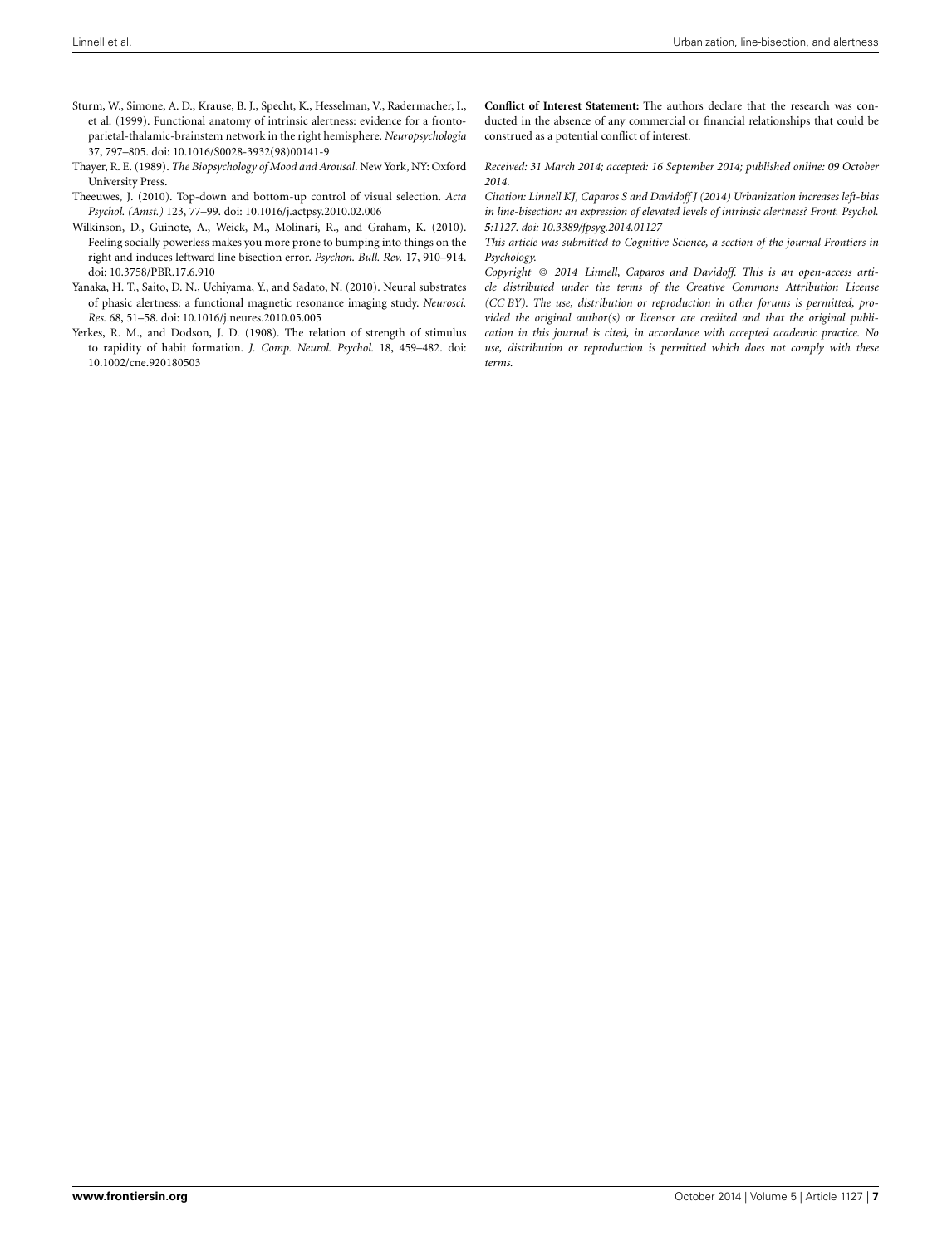Sturm, W., Simone, A. D., Krause, B. J., Specht, K., Hesselman, V., Radermacher, I., et al. (1999). Functional anatomy of intrinsic alertness: evidence for a fronto-parietal-thalamic-brainstem network in the right hemisphere. *Neuropsychologia* 37, 797–805. doi: 10.1016/S0028-3932(98)00141-9

Thayer, R. E. (1989). *The Biopsychology of Mood and Arousal*. New York, NY: Oxford University Press.

Theeuwes, J. (2010). Top-down and bottom-up control of visual selection. *Acta Psychol. (Amst.)* 123, 77–99. doi: 10.1016/j.actpsy.2010.02.006

Wilkinson, D., Guinote, A., Weick, M., Molinari, R., and Graham, K. (2010). Feeling socially powerless makes you more prone to bumping into things on the right and induces leftward line bisection error. *Psychon. Bull. Rev.* 17, 910–914. doi: 10.3758/PBR.17.6.910

Yanaka, H. T., Saito, D. N., Uchiyama, Y., and Sadato, N. (2010). Neural substrates of phasic alertness: a functional magnetic resonance imaging study. *Neurosci. Res.* 68, 51–58. doi: 10.1016/j.neures.2010.05.005

Yerkes, R. M., and Dodson, J. D. (1908). The relation of strength of stimulus to rapidity of habit formation. *J. Comp. Neurol. Psychol.* 18, 459–482. doi: 10.1002/cne.920180503

**Conflict of Interest Statement:** The authors declare that the research was conducted in the absence of any commercial or financial relationships that could be construed as a potential conflict of interest.

*Received: 31 March 2014; accepted: 16 September 2014; published online: 09 October 2014.*

*Citation: Linnell KJ, Caparos S and Davidoff J (2014) Urbanization increases left-bias in line-bisection: an expression of elevated levels of intrinsic alertness? Front. Psychol.* ***5****:1127. doi: 10.3389/fpsyg.2014.01127*

*This article was submitted to Cognitive Science, a section of the journal Frontiers in Psychology.*

*Copyright © 2014 Linnell, Caparos and Davidoff. This is an open-access article distributed under the terms of the Creative Commons Attribution License (CC BY). The use, distribution or reproduction in other forums is permitted, provided the original author(s) or licensor are credited and that the original publication in this journal is cited, in accordance with accepted academic practice. No use, distribution or reproduction is permitted which does not comply with these terms.*